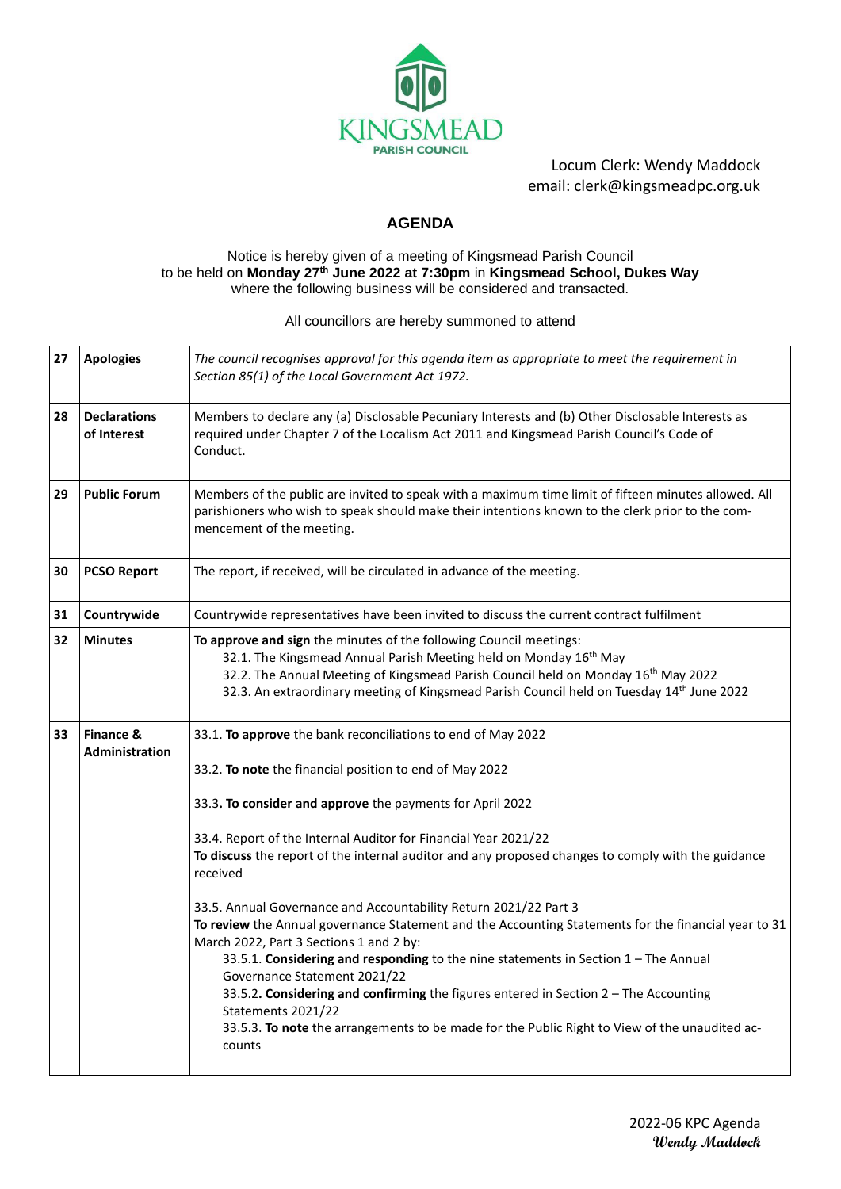KINGSMEAD PARISH COUNCIL

Locum Clerk: Wendy Maddock
email: clerk@kingsmeadpc.org.uk

# AGENDA

Notice is hereby given of a meeting of Kingsmead Parish Council to be held on **Monday 27th June 2022 at 7:30pm** in **Kingsmead School, Dukes Way** where the following business will be considered and transacted.

All councillors are hereby summoned to attend

| | | |
|---|---|---|
| **27** | **Apologies** | *The council recognises approval for this agenda item as appropriate to meet the requirement in Section 85(1) of the Local Government Act 1972.* |
| **28** | **Declarations of Interest** | Members to declare any (a) Disclosable Pecuniary Interests and (b) Other Disclosable Interests as required under Chapter 7 of the Localism Act 2011 and Kingsmead Parish Council's Code of Conduct. |
| **29** | **Public Forum** | Members of the public are invited to speak with a maximum time limit of fifteen minutes allowed. All parishioners who wish to speak should make their intentions known to the clerk prior to the commencement of the meeting. |
| **30** | **PCSO Report** | The report, if received, will be circulated in advance of the meeting. |
| **31** | **Countrywide** | Countrywide representatives have been invited to discuss the current contract fulfilment |
| **32** | **Minutes** | **To approve and sign** the minutes of the following Council meetings:<br>32.1. The Kingsmead Annual Parish Meeting held on Monday 16th May<br>32.2. The Annual Meeting of Kingsmead Parish Council held on Monday 16th May 2022<br>32.3. An extraordinary meeting of Kingsmead Parish Council held on Tuesday 14th June 2022 |
| **33** | **Finance & Administration** | 33.1. **To approve** the bank reconciliations to end of May 2022<br><br>33.2. **To note** the financial position to end of May 2022<br><br>33.3**. To consider and approve** the payments for April 2022<br><br>33.4. Report of the Internal Auditor for Financial Year 2021/22<br>**To discuss** the report of the internal auditor and any proposed changes to comply with the guidance received<br><br>33.5. Annual Governance and Accountability Return 2021/22 Part 3<br>**To review** the Annual governance Statement and the Accounting Statements for the financial year to 31 March 2022, Part 3 Sections 1 and 2 by:<br>33.5.1. **Considering and responding** to the nine statements in Section 1 – The Annual Governance Statement 2021/22<br>33.5.2**. Considering and confirming** the figures entered in Section 2 – The Accounting Statements 2021/22<br>33.5.3. **To note** the arrangements to be made for the Public Right to View of the unaudited accounts |

2022-06 KPC Agenda
Wendy Maddock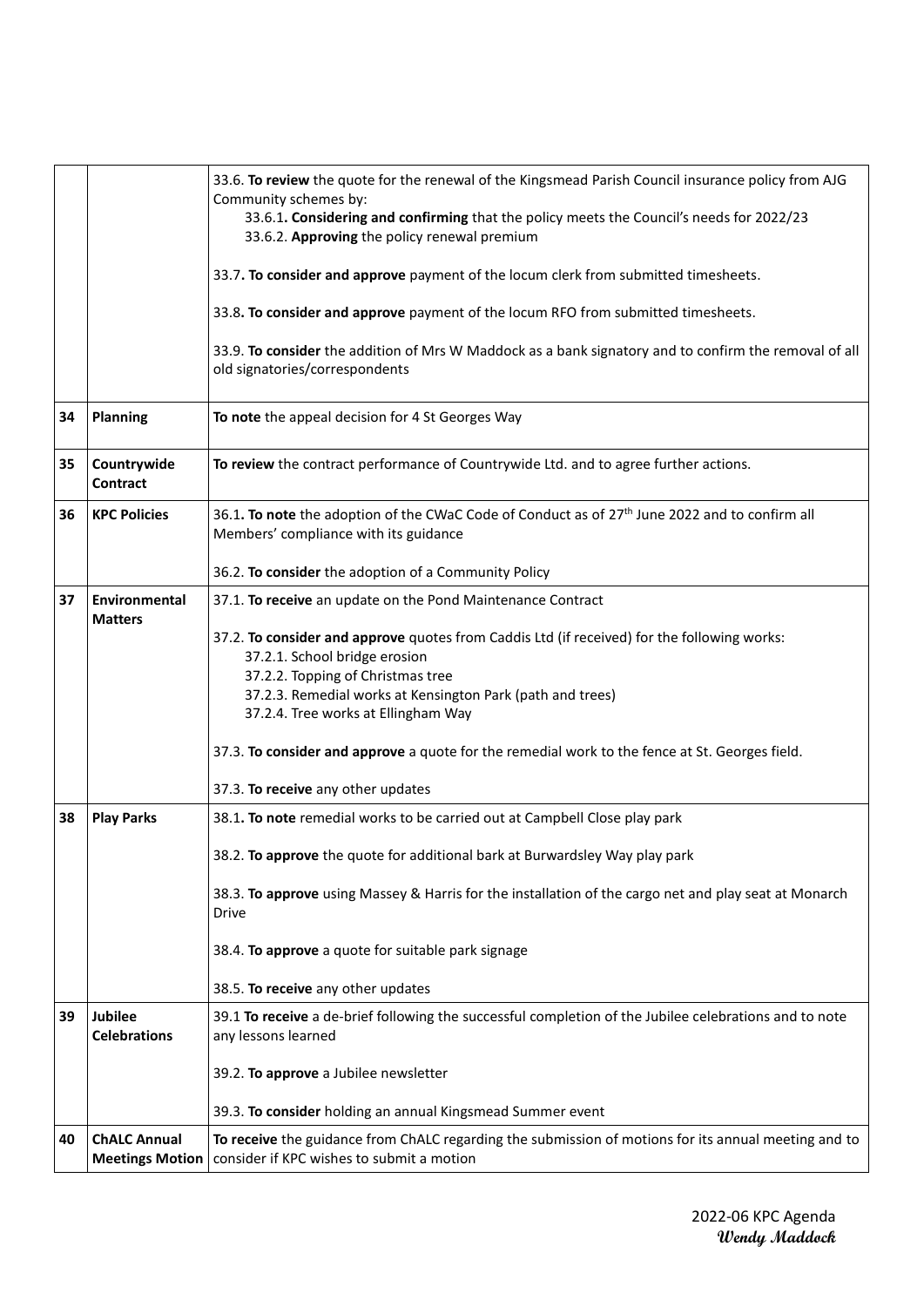| | | |
|---|---|---|
| | | 33.6. **To review** the quote for the renewal of the Kingsmead Parish Council insurance policy from AJG Community schemes by:<br>33.6.1**. Considering and confirming** that the policy meets the Council's needs for 2022/23<br>33.6.2. **Approving** the policy renewal premium<br><br>33.7**. To consider and approve** payment of the locum clerk from submitted timesheets.<br><br>33.8**. To consider and approve** payment of the locum RFO from submitted timesheets.<br><br>33.9. **To consider** the addition of Mrs W Maddock as a bank signatory and to confirm the removal of all old signatories/correspondents |
| **34** | **Planning** | **To note** the appeal decision for 4 St Georges Way |
| **35** | **Countrywide Contract** | **To review** the contract performance of Countrywide Ltd. and to agree further actions. |
| **36** | **KPC Policies** | 36.1**. To note** the adoption of the CWaC Code of Conduct as of 27th June 2022 and to confirm all Members' compliance with its guidance<br><br>36.2. **To consider** the adoption of a Community Policy |
| **37** | **Environmental Matters** | 37.1. **To receive** an update on the Pond Maintenance Contract<br><br>37.2. **To consider and approve** quotes from Caddis Ltd (if received) for the following works:<br>37.2.1. School bridge erosion<br>37.2.2. Topping of Christmas tree<br>37.2.3. Remedial works at Kensington Park (path and trees)<br>37.2.4. Tree works at Ellingham Way<br><br>37.3. **To consider and approve** a quote for the remedial work to the fence at St. Georges field.<br><br>37.3. **To receive** any other updates |
| **38** | **Play Parks** | 38.1**. To note** remedial works to be carried out at Campbell Close play park<br><br>38.2. **To approve** the quote for additional bark at Burwardsley Way play park<br><br>38.3. **To approve** using Massey & Harris for the installation of the cargo net and play seat at Monarch Drive<br><br>38.4. **To approve** a quote for suitable park signage<br><br>38.5. **To receive** any other updates |
| **39** | **Jubilee Celebrations** | 39.1 **To receive** a de-brief following the successful completion of the Jubilee celebrations and to note any lessons learned<br><br>39.2. **To approve** a Jubilee newsletter<br><br>39.3. **To consider** holding an annual Kingsmead Summer event |
| **40** | **ChALC Annual Meetings Motion** | **To receive** the guidance from ChALC regarding the submission of motions for its annual meeting and to consider if KPC wishes to submit a motion |

2022-06 KPC Agenda
**Wendy Maddock**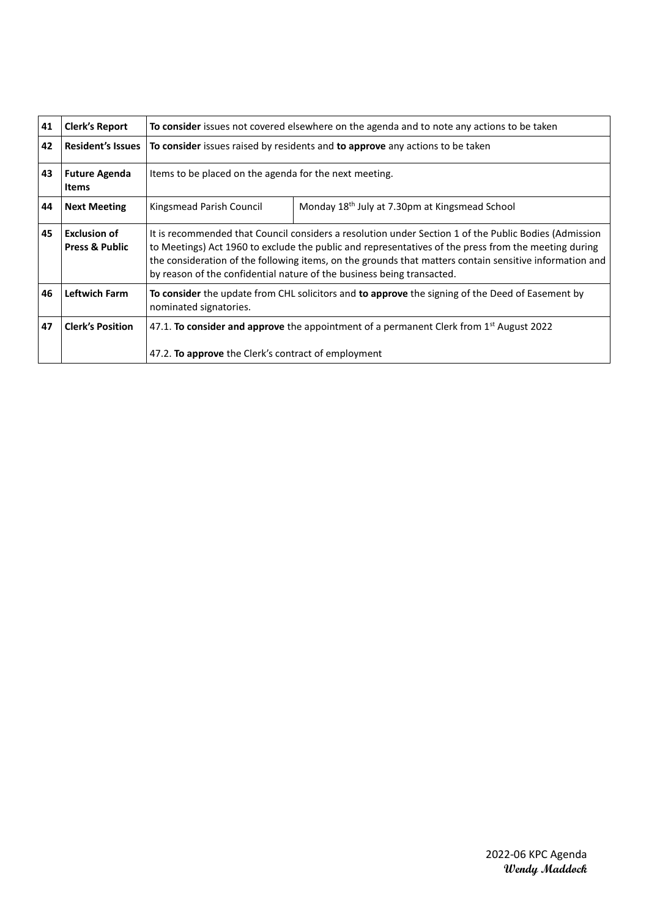| | | | |
|---|---|---|---|
| 41 | **Clerk's Report** | **To consider** issues not covered elsewhere on the agenda and to note any actions to be taken | |
| 42 | **Resident's Issues** | **To consider** issues raised by residents and **to approve** any actions to be taken | |
| 43 | **Future Agenda Items** | Items to be placed on the agenda for the next meeting. | |
| 44 | **Next Meeting** | Kingsmead Parish Council | Monday 18th July at 7.30pm at Kingsmead School |
| 45 | **Exclusion of Press & Public** | It is recommended that Council considers a resolution under Section 1 of the Public Bodies (Admission to Meetings) Act 1960 to exclude the public and representatives of the press from the meeting during the consideration of the following items, on the grounds that matters contain sensitive information and by reason of the confidential nature of the business being transacted. | |
| 46 | **Leftwich Farm** | **To consider** the update from CHL solicitors and **to approve** the signing of the Deed of Easement by nominated signatories. | |
| 47 | **Clerk's Position** | 47.1. **To consider and approve** the appointment of a permanent Clerk from 1st August 2022<br><br>47.2. **To approve** the Clerk's contract of employment | |

2022-06 KPC Agenda
**Wendy Maddock**